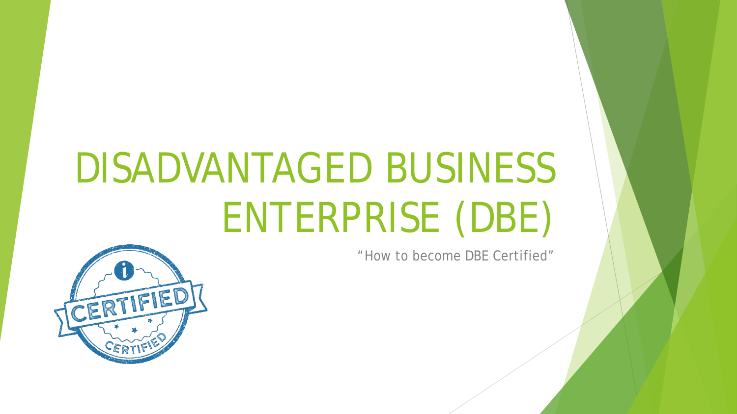# DISADVANTAGED BUSINESS ENTERPRISE (DBE)

"How to become DBE Certified"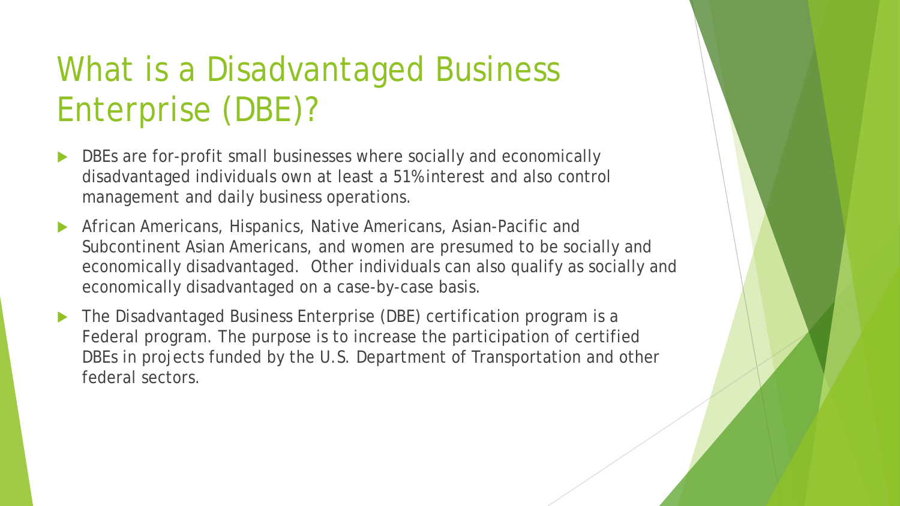# What is a Disadvantaged Business Enterprise (DBE)?

- DBEs are for-profit small businesses where socially and economically disadvantaged individuals own at least a 51% interest and also control management and daily business operations.
- African Americans, Hispanics, Native Americans, Asian-Pacific and Subcontinent Asian Americans, and women are presumed to be socially and economically disadvantaged. Other individuals can also qualify as socially and economically disadvantaged on a case-by-case basis.
- The Disadvantaged Business Enterprise (DBE) certification program is a Federal program. The purpose is to increase the participation of certified DBEs in projects funded by the U.S. Department of Transportation and other federal sectors.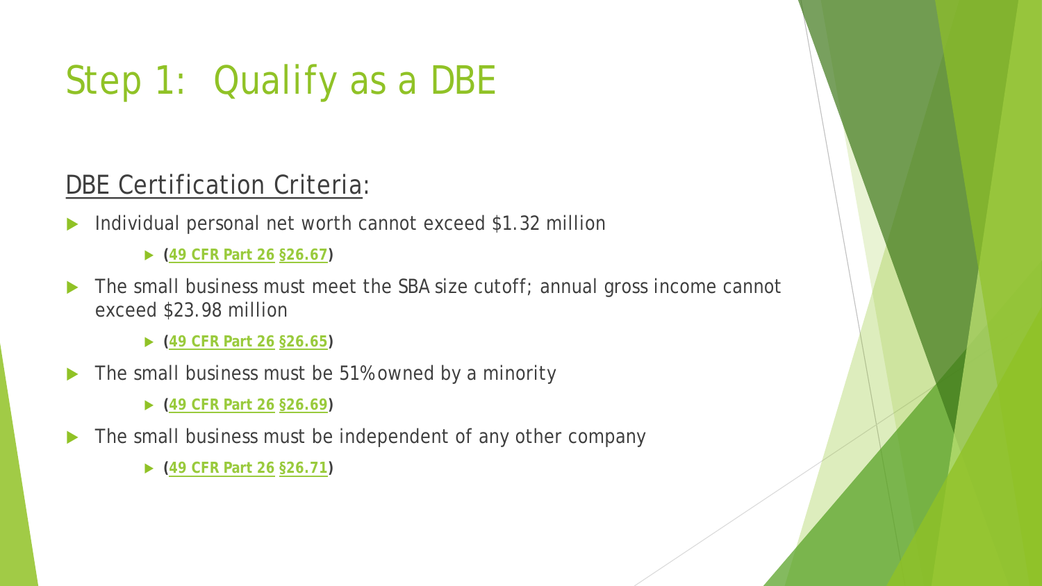# Step 1: Qualify as a DBE

## DBE Certification Criteria:

- Individual personal net worth cannot exceed $1.32 million
  - **(49 CFR Part 26 §26.67)**
- The small business must meet the SBA size cutoff; annual gross income cannot exceed $23.98 million
  - **(49 CFR Part 26 §26.65)**
- The small business must be 51% owned by a minority
  - **(49 CFR Part 26 §26.69)**
- The small business must be independent of any other company
  - **(49 CFR Part 26 §26.71)**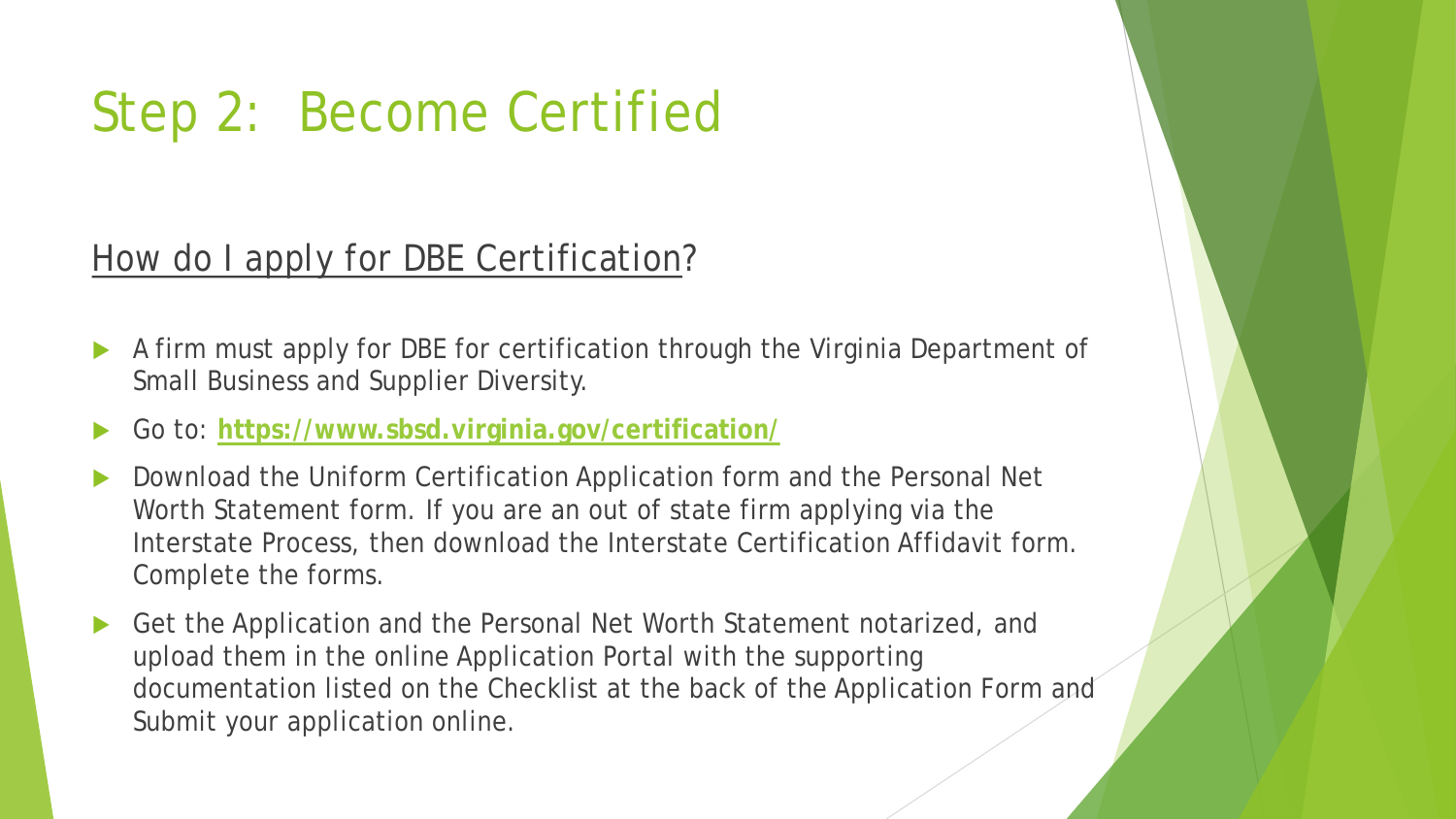# Step 2: Become Certified

## How do I apply for DBE Certification?

- A firm must apply for DBE for certification through the Virginia Department of Small Business and Supplier Diversity.
- Go to: **https://www.sbsd.virginia.gov/certification/**
- Download the Uniform Certification Application form and the Personal Net Worth Statement form. If you are an out of state firm applying via the Interstate Process, then download the Interstate Certification Affidavit form. Complete the forms.
- Get the Application and the Personal Net Worth Statement notarized, and upload them in the online Application Portal with the supporting documentation listed on the Checklist at the back of the Application Form and Submit your application online.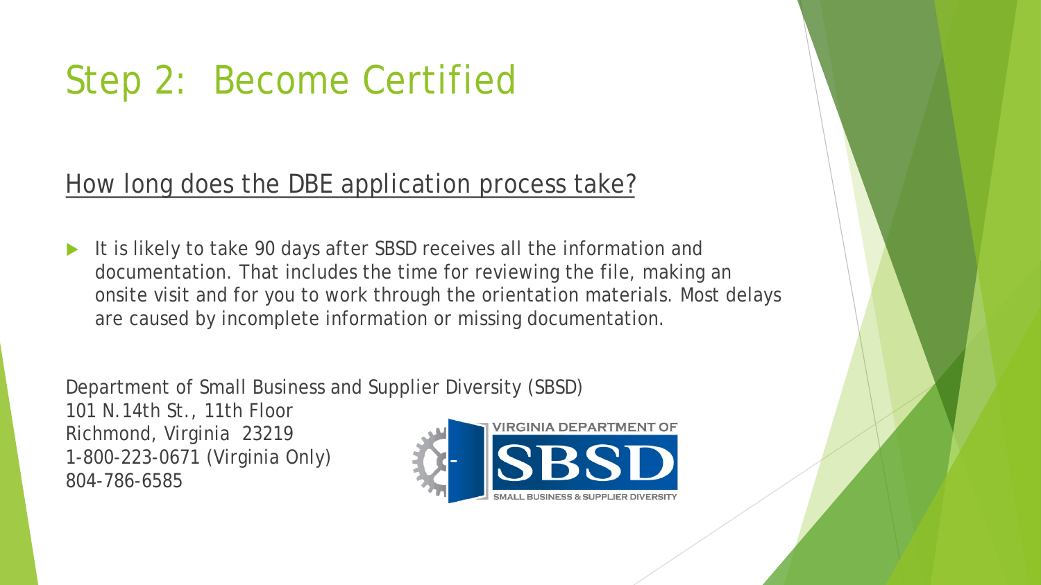# Step 2: Become Certified

## How long does the DBE application process take?

- It is likely to take 90 days after SBSD receives all the information and documentation. That includes the time for reviewing the file, making an onsite visit and for you to work through the orientation materials. Most delays are caused by incomplete information or missing documentation.

Department of Small Business and Supplier Diversity (SBSD)
101 N.14th St., 11th Floor
Richmond, Virginia 23219
1-800-223-0671 (Virginia Only)
804-786-6585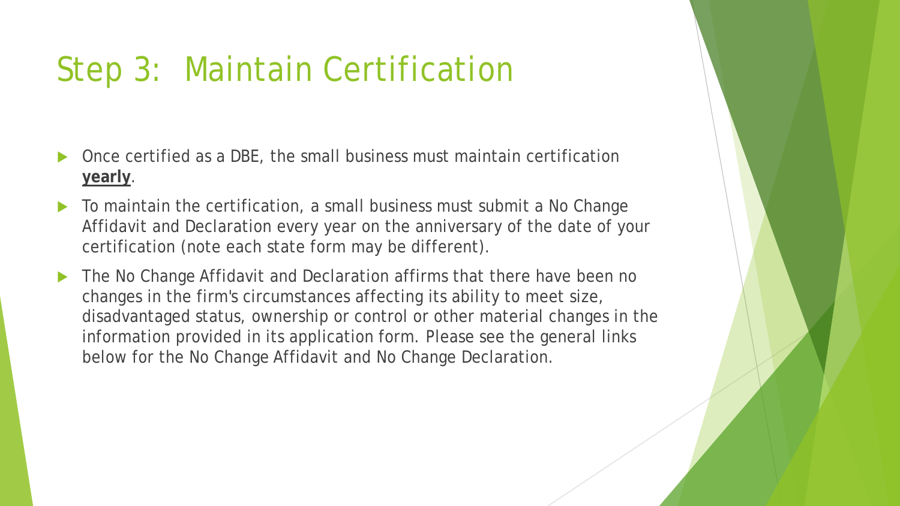# Step 3: Maintain Certification

- Once certified as a DBE, the small business must maintain certification **yearly**.
- To maintain the certification, a small business must submit a No Change Affidavit and Declaration every year on the anniversary of the date of your certification (note each state form may be different).
- The No Change Affidavit and Declaration affirms that there have been no changes in the firm's circumstances affecting its ability to meet size, disadvantaged status, ownership or control or other material changes in the information provided in its application form. Please see the general links below for the No Change Affidavit and No Change Declaration.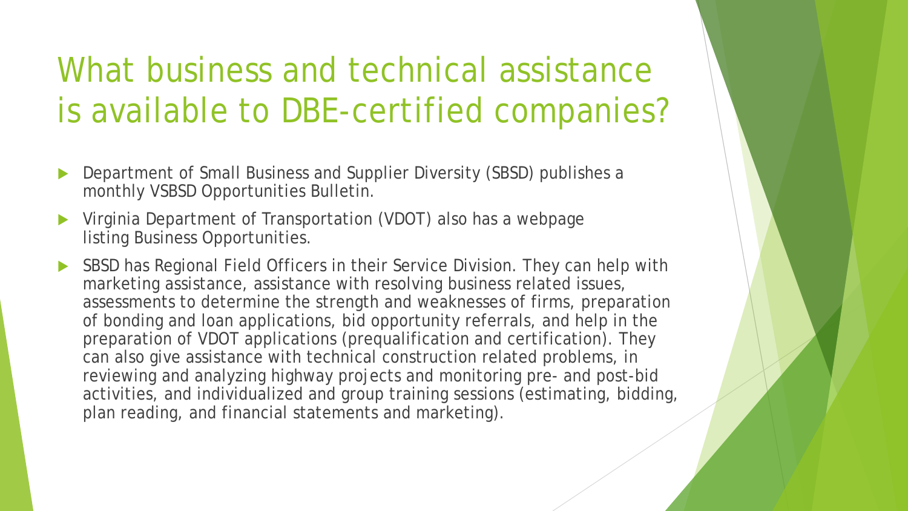# What business and technical assistance is available to DBE-certified companies?

- Department of Small Business and Supplier Diversity (SBSD) publishes a monthly VSBSD Opportunities Bulletin.
- Virginia Department of Transportation (VDOT) also has a webpage listing Business Opportunities.
- SBSD has Regional Field Officers in their Service Division. They can help with marketing assistance, assistance with resolving business related issues, assessments to determine the strength and weaknesses of firms, preparation of bonding and loan applications, bid opportunity referrals, and help in the preparation of VDOT applications (prequalification and certification). They can also give assistance with technical construction related problems, in reviewing and analyzing highway projects and monitoring pre- and post-bid activities, and individualized and group training sessions (estimating, bidding, plan reading, and financial statements and marketing).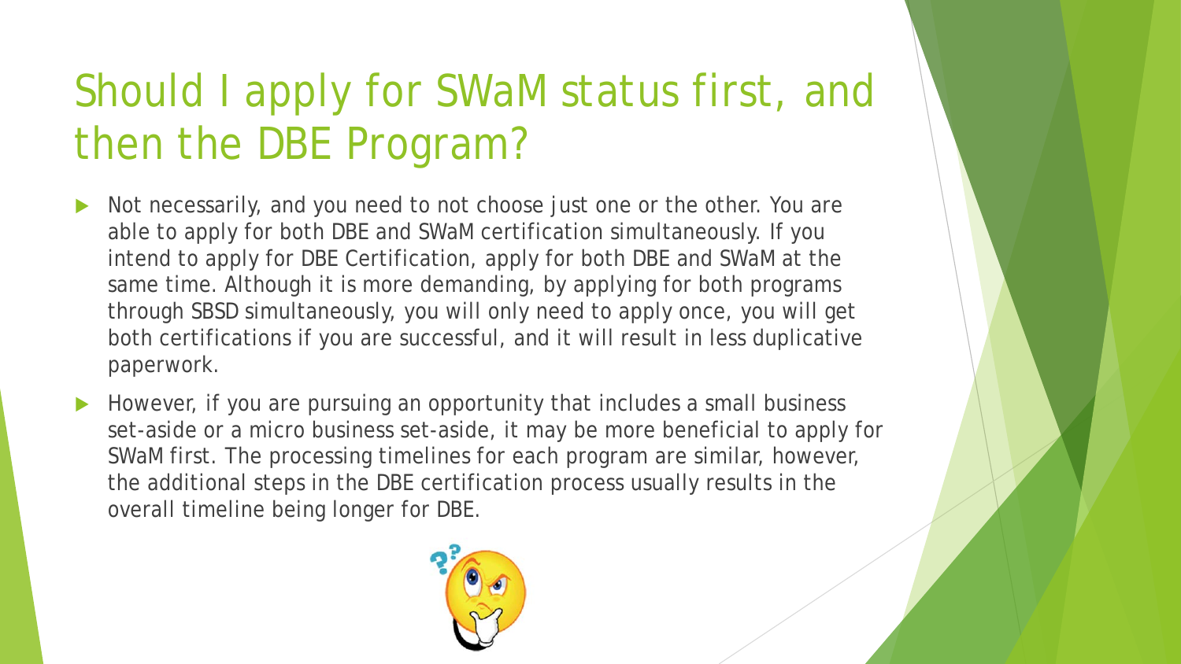# Should I apply for SWaM status first, and then the DBE Program?

- Not necessarily, and you need to not choose just one or the other. You are able to apply for both DBE and SWaM certification simultaneously. If you intend to apply for DBE Certification, apply for both DBE and SWaM at the same time. Although it is more demanding, by applying for both programs through SBSD simultaneously, you will only need to apply once, you will get both certifications if you are successful, and it will result in less duplicative paperwork.
- However, if you are pursuing an opportunity that includes a small business set-aside or a micro business set-aside, it may be more beneficial to apply for SWaM first. The processing timelines for each program are similar, however, the additional steps in the DBE certification process usually results in the overall timeline being longer for DBE.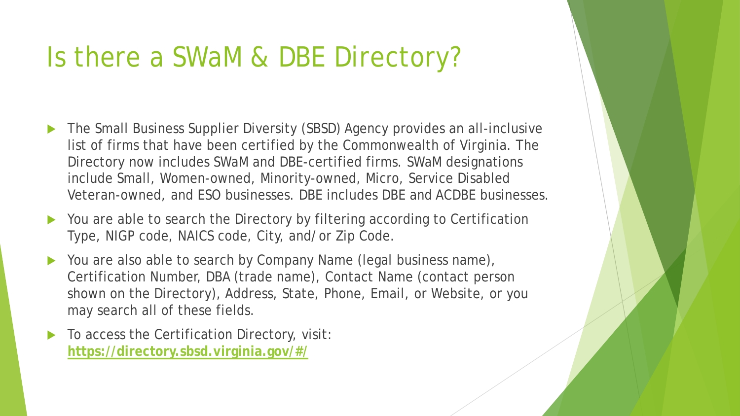# Is there a SWaM & DBE Directory?

- The Small Business Supplier Diversity (SBSD) Agency provides an all-inclusive list of firms that have been certified by the Commonwealth of Virginia. The Directory now includes SWaM and DBE-certified firms. SWaM designations include Small, Women-owned, Minority-owned, Micro, Service Disabled Veteran-owned, and ESO businesses. DBE includes DBE and ACDBE businesses.
- You are able to search the Directory by filtering according to Certification Type, NIGP code, NAICS code, City, and/or Zip Code.
- You are also able to search by Company Name (legal business name), Certification Number, DBA (trade name), Contact Name (contact person shown on the Directory), Address, State, Phone, Email, or Website, or you may search all of these fields.
- To access the Certification Directory, visit: **https://directory.sbsd.virginia.gov/#/**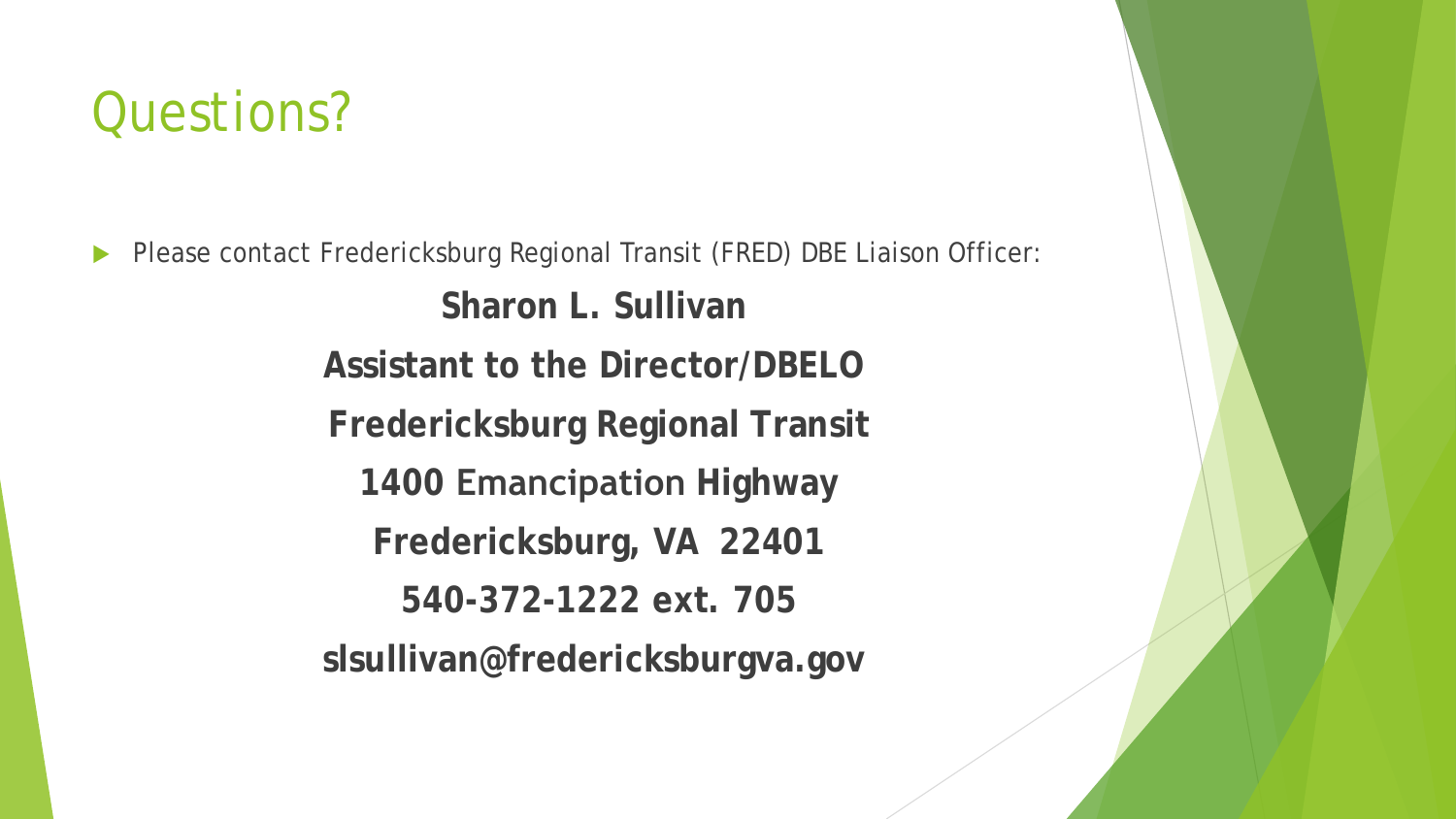# Questions?

- Please contact Fredericksburg Regional Transit (FRED) DBE Liaison Officer:

**Sharon L. Sullivan**

**Assistant to the Director/DBELO**

**Fredericksburg Regional Transit**

**1400 Emancipation Highway**

**Fredericksburg, VA 22401**

**540-372-1222 ext. 705**

**slsullivan@fredericksburgva.gov**